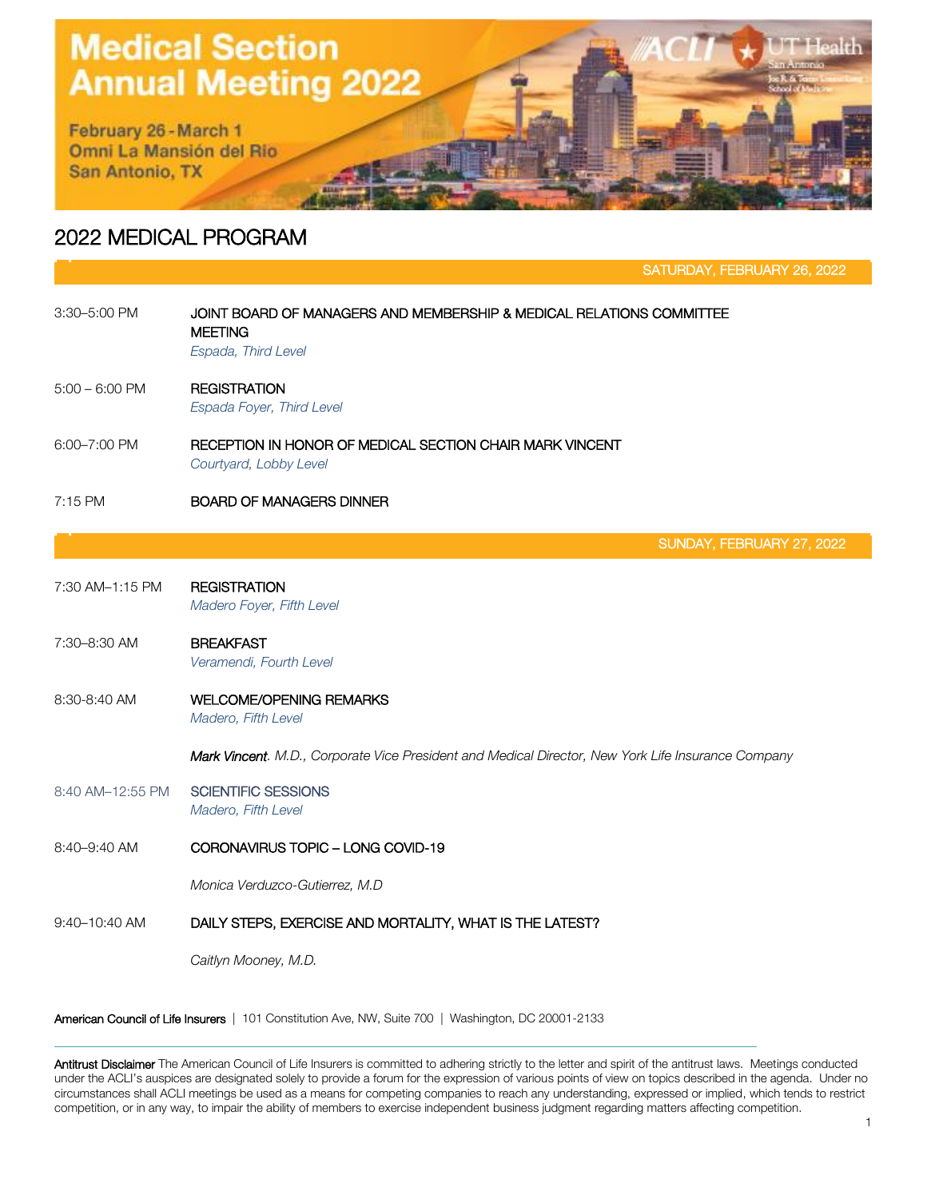# Medical Section Annual Meeting 2022

February 26 - March 1
Omni La Mansión del Rio
San Antonio, TX

## 2022 MEDICAL PROGRAM

### SATURDAY, FEBRUARY 26, 2022

3:30–5:00 PM **JOINT BOARD OF MANAGERS AND MEMBERSHIP & MEDICAL RELATIONS COMMITTEE MEETING**
*Espada, Third Level*

5:00 – 6:00 PM **REGISTRATION**
*Espada Foyer, Third Level*

6:00–7:00 PM **RECEPTION IN HONOR OF MEDICAL SECTION CHAIR MARK VINCENT**
*Courtyard, Lobby Level*

7:15 PM **BOARD OF MANAGERS DINNER**

### SUNDAY, FEBRUARY 27, 2022

7:30 AM–1:15 PM **REGISTRATION**
*Madero Foyer, Fifth Level*

7:30–8:30 AM **BREAKFAST**
*Veramendi, Fourth Level*

8:30-8:40 AM **WELCOME/OPENING REMARKS**
*Madero, Fifth Level*

***Mark Vincent**. M.D., Corporate Vice President and Medical Director, New York Life Insurance Company*

8:40 AM–12:55 PM **SCIENTIFIC SESSIONS**
*Madero, Fifth Level*

8:40–9:40 AM **CORONAVIRUS TOPIC – LONG COVID-19**

*Monica Verduzco-Gutierrez, M.D*

9:40–10:40 AM **DAILY STEPS, EXERCISE AND MORTALITY, WHAT IS THE LATEST?**

*Caitlyn Mooney, M.D.*

**American Council of Life Insurers** | 101 Constitution Ave, NW, Suite 700 | Washington, DC 20001-2133

**Antitrust Disclaimer** The American Council of Life Insurers is committed to adhering strictly to the letter and spirit of the antitrust laws. Meetings conducted under the ACLI's auspices are designated solely to provide a forum for the expression of various points of view on topics described in the agenda. Under no circumstances shall ACLI meetings be used as a means for competing companies to reach any understanding, expressed or implied, which tends to restrict competition, or in any way, to impair the ability of members to exercise independent business judgment regarding matters affecting competition.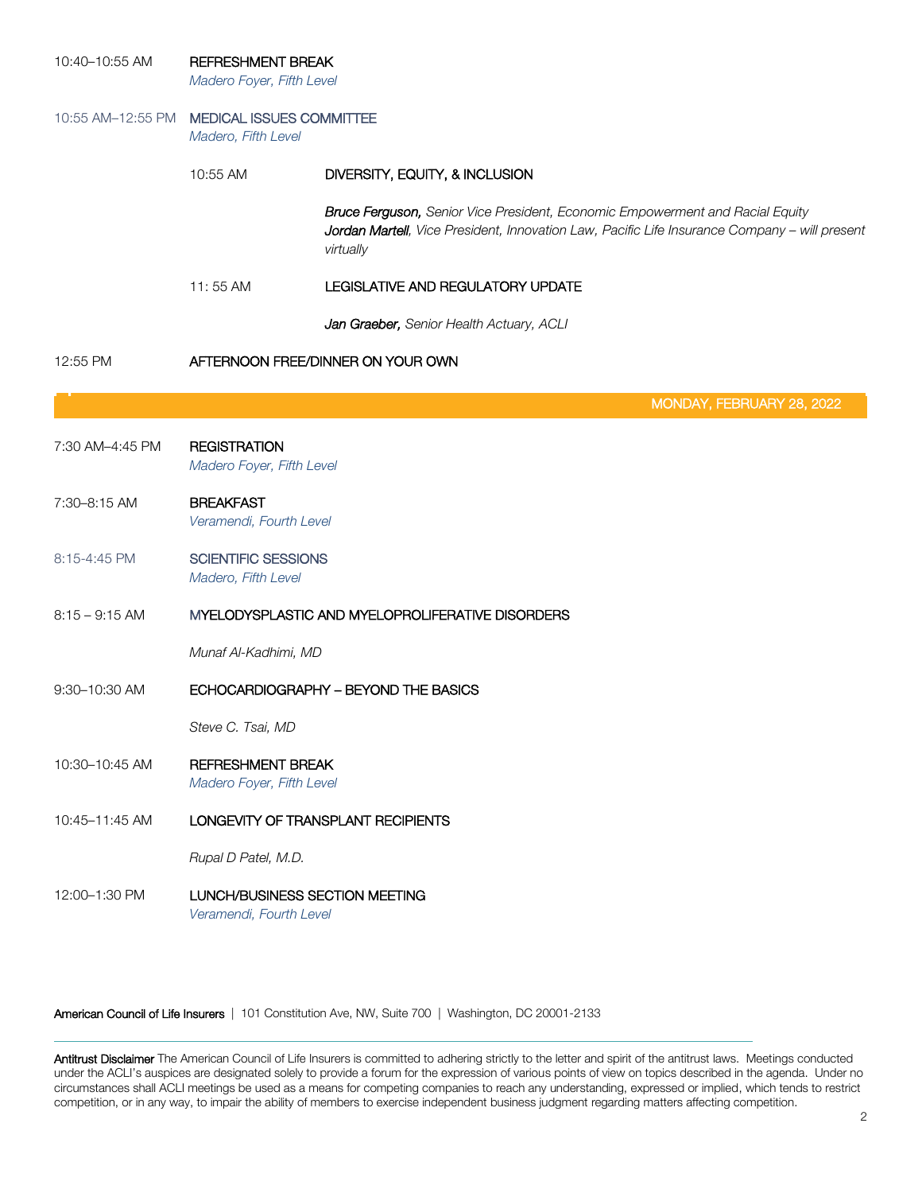10:40–10:55 AM **REFRESHMENT BREAK**
*Madero Foyer, Fifth Level*

10:55 AM–12:55 PM **MEDICAL ISSUES COMMITTEE**
*Madero, Fifth Level*

10:55 AM **DIVERSITY, EQUITY, & INCLUSION**

***Bruce Ferguson,*** *Senior Vice President, Economic Empowerment and Racial Equity*
***Jordan Martell****, Vice President, Innovation Law, Pacific Life Insurance Company – will present virtually*

11: 55 AM **LEGISLATIVE AND REGULATORY UPDATE**

***Jan Graeber,*** *Senior Health Actuary, ACLI*

12:55 PM **AFTERNOON FREE/DINNER ON YOUR OWN**

## MONDAY, FEBRUARY 28, 2022

7:30 AM–4:45 PM **REGISTRATION**
*Madero Foyer, Fifth Level*

7:30–8:15 AM **BREAKFAST**
*Veramendi, Fourth Level*

8:15-4:45 PM **SCIENTIFIC SESSIONS**
*Madero, Fifth Level*

8:15 – 9:15 AM **MYELODYSPLASTIC AND MYELOPROLIFERATIVE DISORDERS**

*Munaf Al-Kadhimi, MD*

9:30–10:30 AM **ECHOCARDIOGRAPHY – BEYOND THE BASICS**

*Steve C. Tsai, MD*

10:30–10:45 AM **REFRESHMENT BREAK**
*Madero Foyer, Fifth Level*

10:45–11:45 AM **LONGEVITY OF TRANSPLANT RECIPIENTS**

*Rupal D Patel, M.D.*

12:00–1:30 PM **LUNCH/BUSINESS SECTION MEETING**
*Veramendi, Fourth Level*

**American Council of Life Insurers** | 101 Constitution Ave, NW, Suite 700 | Washington, DC 20001-2133

**Antitrust Disclaimer** The American Council of Life Insurers is committed to adhering strictly to the letter and spirit of the antitrust laws. Meetings conducted under the ACLI's auspices are designated solely to provide a forum for the expression of various points of view on topics described in the agenda. Under no circumstances shall ACLI meetings be used as a means for competing companies to reach any understanding, expressed or implied, which tends to restrict competition, or in any way, to impair the ability of members to exercise independent business judgment regarding matters affecting competition.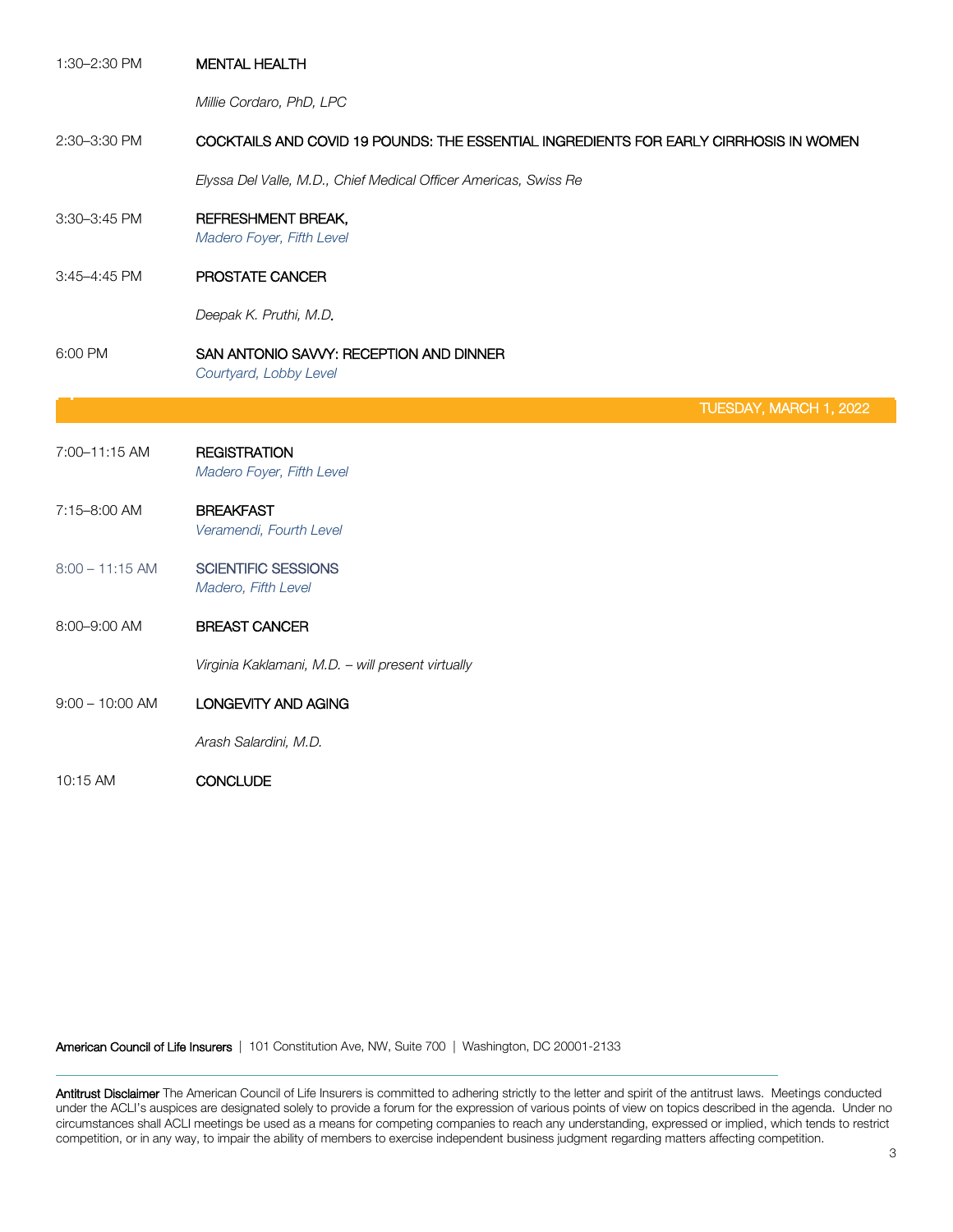| | | |
|---|---|---|
| 1:30–2:30 PM | **MENTAL HEALTH** | |
| | *Millie Cordaro, PhD, LPC* | |
| 2:30–3:30 PM | **COCKTAILS AND COVID 19 POUNDS: THE ESSENTIAL INGREDIENTS FOR EARLY CIRRHOSIS IN WOMEN** | |
| | *Elyssa Del Valle, M.D., Chief Medical Officer Americas, Swiss Re* | |
| 3:30–3:45 PM | **REFRESHMENT BREAK,** *Madero Foyer, Fifth Level* | |
| 3:45–4:45 PM | **PROSTATE CANCER** | |
| | *Deepak K. Pruthi, M.D.* | |
| 6:00 PM | **SAN ANTONIO SAVVY: RECEPTION AND DINNER** *Courtyard, Lobby Level* | |

## TUESDAY, MARCH 1, 2022

| | |
|---|---|
| 7:00–11:15 AM | **REGISTRATION** *Madero Foyer, Fifth Level* |
| 7:15–8:00 AM | **BREAKFAST** *Veramendi, Fourth Level* |
| 8:00 – 11:15 AM | **SCIENTIFIC SESSIONS** *Madero, Fifth Level* |
| 8:00–9:00 AM | **BREAST CANCER** |
| | *Virginia Kaklamani, M.D. – will present virtually* |
| 9:00 – 10:00 AM | **LONGEVITY AND AGING** |
| | *Arash Salardini, M.D.* |
| 10:15 AM | **CONCLUDE** |

**American Council of Life Insurers** | 101 Constitution Ave, NW, Suite 700 | Washington, DC 20001-2133

---

**Antitrust Disclaimer** The American Council of Life Insurers is committed to adhering strictly to the letter and spirit of the antitrust laws. Meetings conducted under the ACLI's auspices are designated solely to provide a forum for the expression of various points of view on topics described in the agenda. Under no circumstances shall ACLI meetings be used as a means for competing companies to reach any understanding, expressed or implied, which tends to restrict competition, or in any way, to impair the ability of members to exercise independent business judgment regarding matters affecting competition.